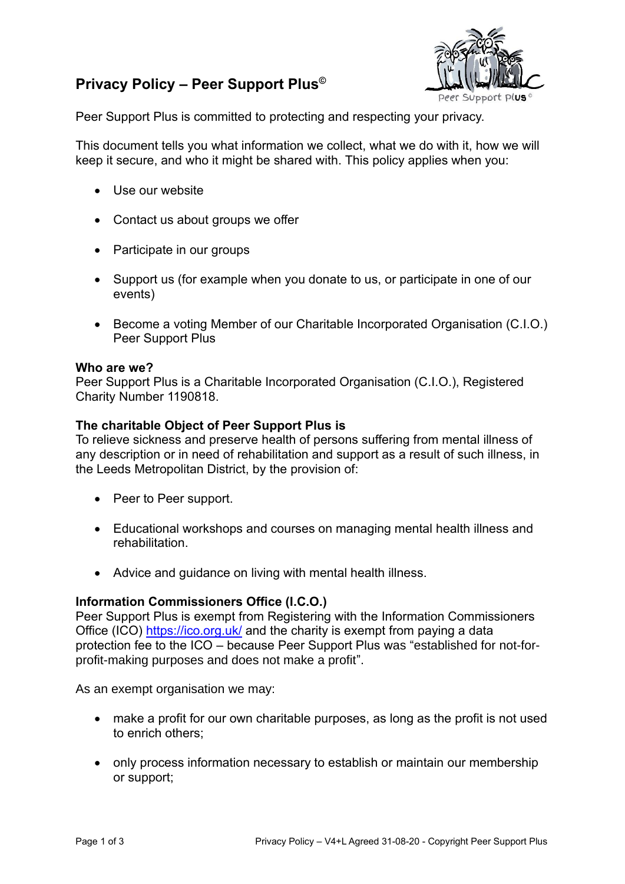# Privacy Policy – Peer Support Plus©

Peer Support Plus is committed to protecting and respecting your privacy.

This document tells you what information we collect, what we do with it, how we will keep it secure, and who it might be shared with. This policy applies when you:

- Use our website
- Contact us about groups we offer
- Participate in our groups
- Support us (for example when you donate to us, or participate in one of our events)
- Become a voting Member of our Charitable Incorporated Organisation (C.I.O.) Peer Support Plus

**Who are we?**
Peer Support Plus is a Charitable Incorporated Organisation (C.I.O.), Registered Charity Number 1190818.

**The charitable Object of Peer Support Plus is**
To relieve sickness and preserve health of persons suffering from mental illness of any description or in need of rehabilitation and support as a result of such illness, in the Leeds Metropolitan District, by the provision of:

- Peer to Peer support.
- Educational workshops and courses on managing mental health illness and rehabilitation.
- Advice and guidance on living with mental health illness.

**Information Commissioners Office (I.C.O.)**
Peer Support Plus is exempt from Registering with the Information Commissioners Office (ICO) https://ico.org.uk/ and the charity is exempt from paying a data protection fee to the ICO – because Peer Support Plus was "established for not-for-profit-making purposes and does not make a profit".

As an exempt organisation we may:

- make a profit for our own charitable purposes, as long as the profit is not used to enrich others;
- only process information necessary to establish or maintain our membership or support;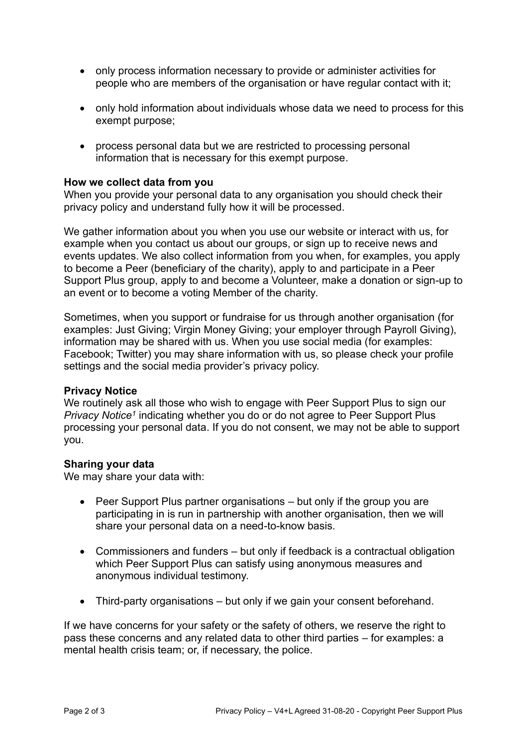- only process information necessary to provide or administer activities for people who are members of the organisation or have regular contact with it;

- only hold information about individuals whose data we need to process for this exempt purpose;

- process personal data but we are restricted to processing personal information that is necessary for this exempt purpose.

**How we collect data from you**

When you provide your personal data to any organisation you should check their privacy policy and understand fully how it will be processed.

We gather information about you when you use our website or interact with us, for example when you contact us about our groups, or sign up to receive news and events updates. We also collect information from you when, for examples, you apply to become a Peer (beneficiary of the charity), apply to and participate in a Peer Support Plus group, apply to and become a Volunteer, make a donation or sign-up to an event or to become a voting Member of the charity.

Sometimes, when you support or fundraise for us through another organisation (for examples: Just Giving; Virgin Money Giving; your employer through Payroll Giving), information may be shared with us. When you use social media (for examples: Facebook; Twitter) you may share information with us, so please check your profile settings and the social media provider's privacy policy.

**Privacy Notice**

We routinely ask all those who wish to engage with Peer Support Plus to sign our *Privacy Notice*[1] indicating whether you do or do not agree to Peer Support Plus processing your personal data. If you do not consent, we may not be able to support you.

**Sharing your data**

We may share your data with:

- Peer Support Plus partner organisations – but only if the group you are participating in is run in partnership with another organisation, then we will share your personal data on a need-to-know basis.

- Commissioners and funders – but only if feedback is a contractual obligation which Peer Support Plus can satisfy using anonymous measures and anonymous individual testimony.

- Third-party organisations – but only if we gain your consent beforehand.

If we have concerns for your safety or the safety of others, we reserve the right to pass these concerns and any related data to other third parties – for examples: a mental health crisis team; or, if necessary, the police.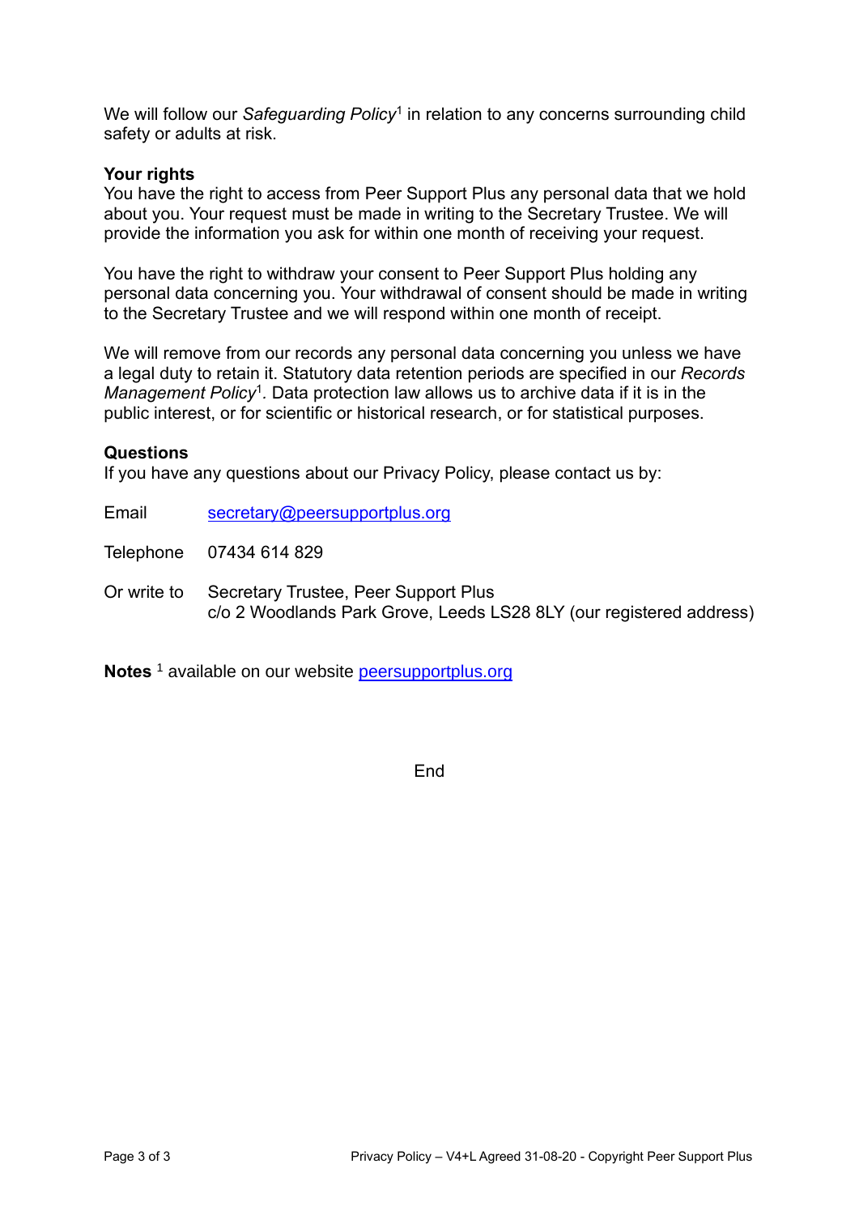We will follow our *Safeguarding Policy*[1] in relation to any concerns surrounding child safety or adults at risk.

**Your rights**

You have the right to access from Peer Support Plus any personal data that we hold about you. Your request must be made in writing to the Secretary Trustee. We will provide the information you ask for within one month of receiving your request.

You have the right to withdraw your consent to Peer Support Plus holding any personal data concerning you. Your withdrawal of consent should be made in writing to the Secretary Trustee and we will respond within one month of receipt.

We will remove from our records any personal data concerning you unless we have a legal duty to retain it. Statutory data retention periods are specified in our *Records Management Policy*[1]. Data protection law allows us to archive data if it is in the public interest, or for scientific or historical research, or for statistical purposes.

**Questions**

If you have any questions about our Privacy Policy, please contact us by:

| | |
|---|---|
| Email | secretary@peersupportplus.org |
| Telephone | 07434 614 829 |
| Or write to | Secretary Trustee, Peer Support Plus<br>c/o 2 Woodlands Park Grove, Leeds LS28 8LY (our registered address) |

**Notes** [1] available on our website peersupportplus.org

End